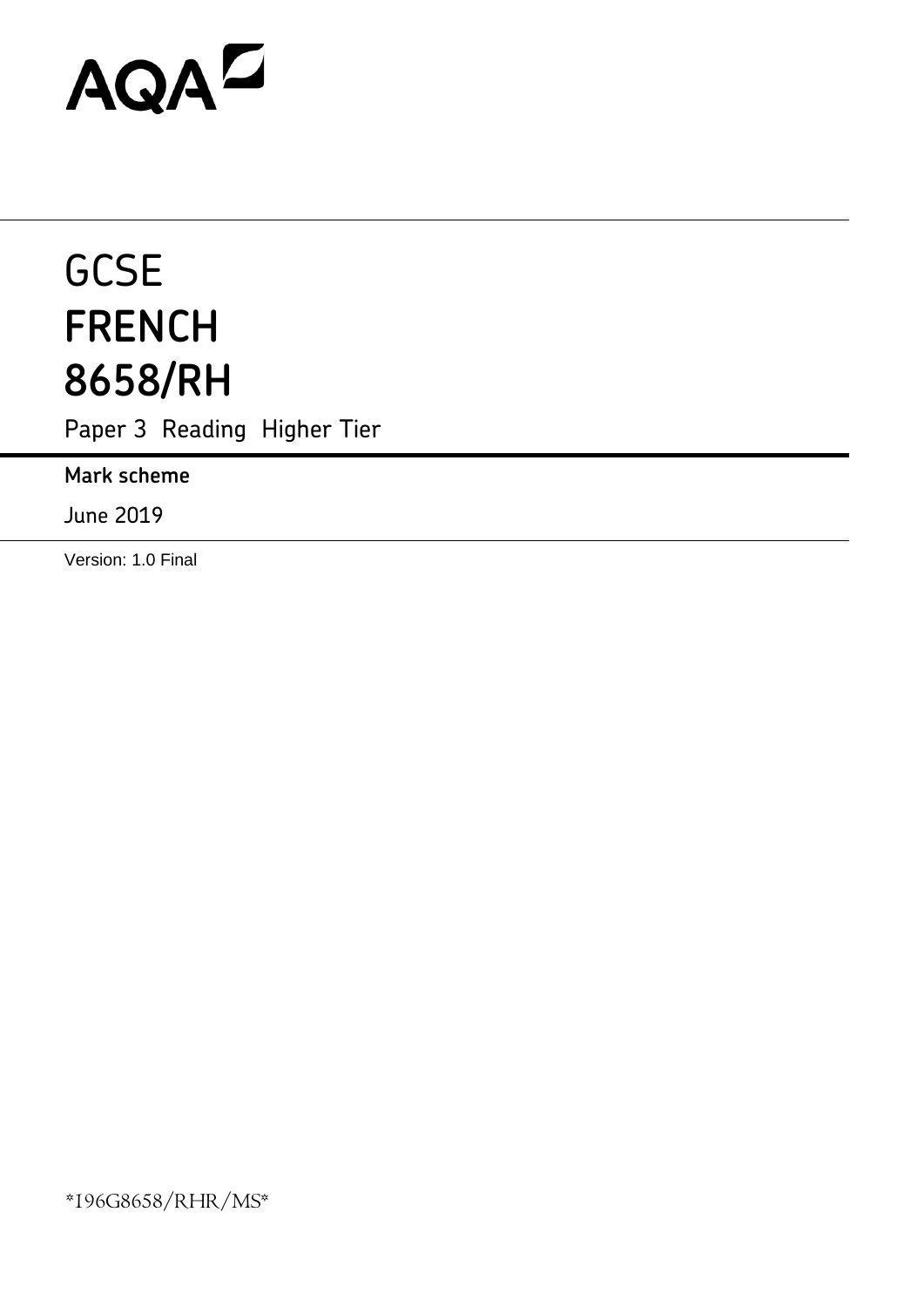AQA

# GCSE
# FRENCH
# 8658/RH

Paper 3 Reading Higher Tier

**Mark scheme**

June 2019

Version: 1.0 Final

*196G8658/RHR/MS*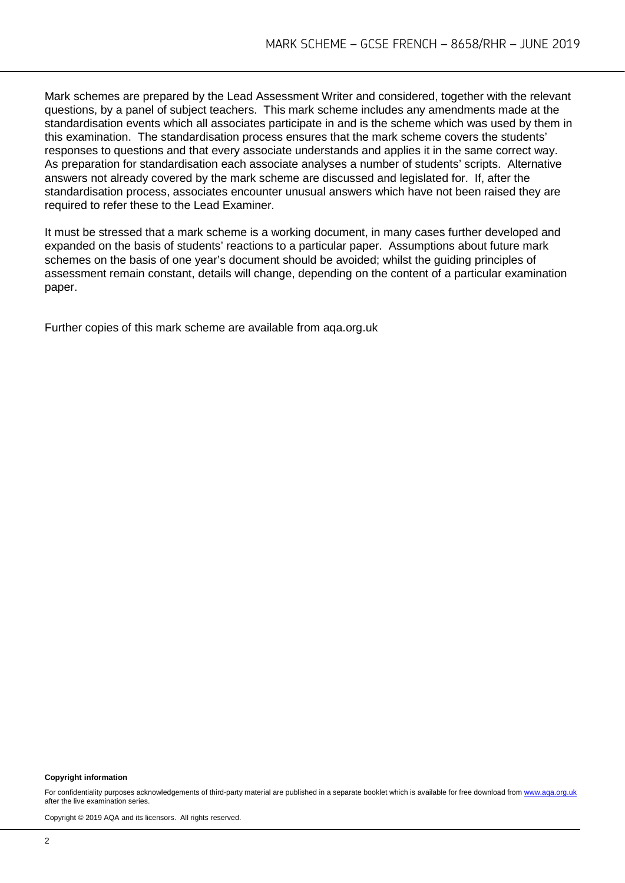Mark schemes are prepared by the Lead Assessment Writer and considered, together with the relevant questions, by a panel of subject teachers. This mark scheme includes any amendments made at the standardisation events which all associates participate in and is the scheme which was used by them in this examination. The standardisation process ensures that the mark scheme covers the students' responses to questions and that every associate understands and applies it in the same correct way. As preparation for standardisation each associate analyses a number of students' scripts. Alternative answers not already covered by the mark scheme are discussed and legislated for. If, after the standardisation process, associates encounter unusual answers which have not been raised they are required to refer these to the Lead Examiner.

It must be stressed that a mark scheme is a working document, in many cases further developed and expanded on the basis of students' reactions to a particular paper. Assumptions about future mark schemes on the basis of one year's document should be avoided; whilst the guiding principles of assessment remain constant, details will change, depending on the content of a particular examination paper.

Further copies of this mark scheme are available from aqa.org.uk

**Copyright information**

For confidentiality purposes acknowledgements of third-party material are published in a separate booklet which is available for free download from www.aqa.org.uk after the live examination series.

Copyright © 2019 AQA and its licensors. All rights reserved.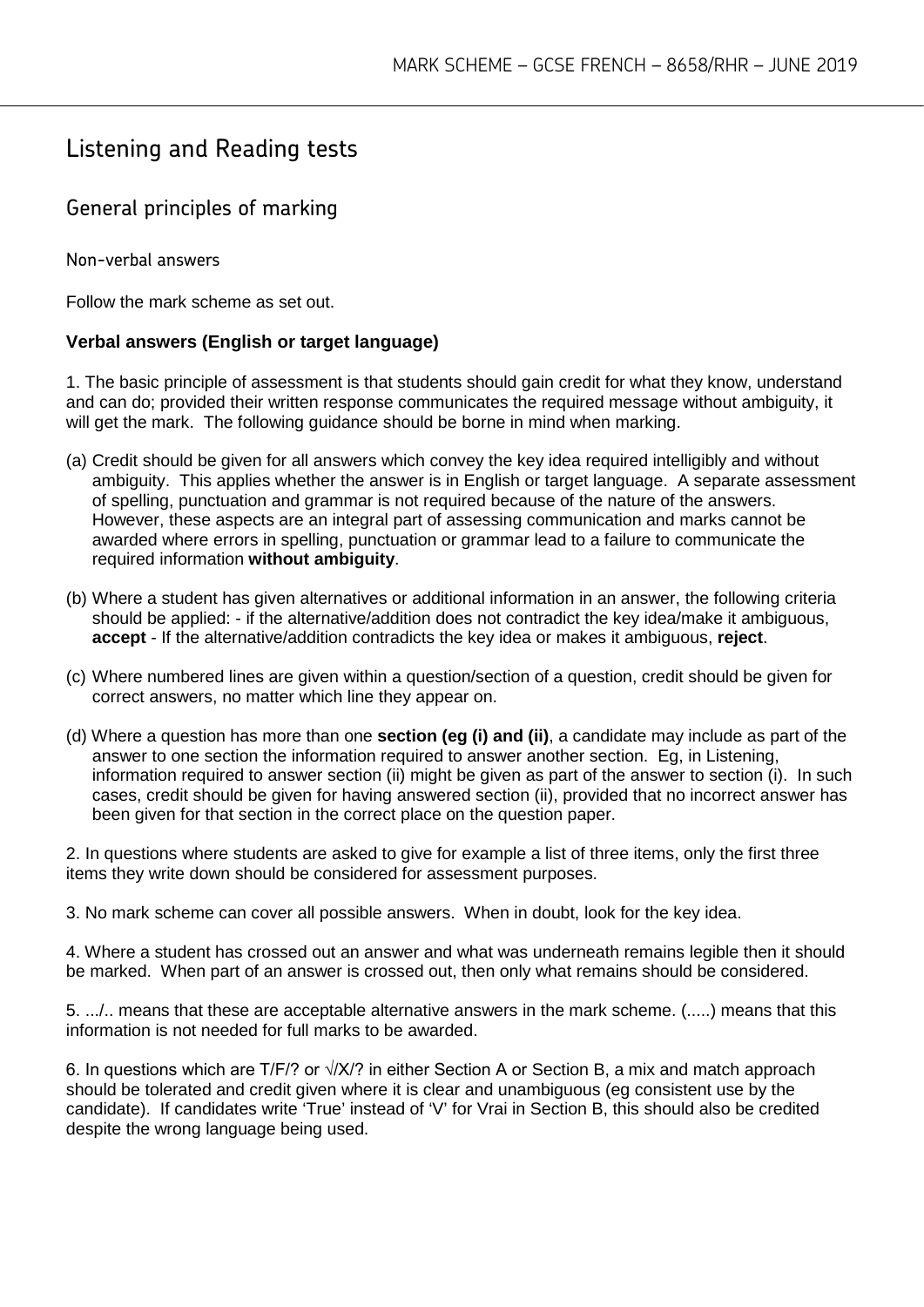# Listening and Reading tests

## General principles of marking

### Non-verbal answers

Follow the mark scheme as set out.

**Verbal answers (English or target language)**

1. The basic principle of assessment is that students should gain credit for what they know, understand and can do; provided their written response communicates the required message without ambiguity, it will get the mark. The following guidance should be borne in mind when marking.

(a) Credit should be given for all answers which convey the key idea required intelligibly and without ambiguity. This applies whether the answer is in English or target language. A separate assessment of spelling, punctuation and grammar is not required because of the nature of the answers. However, these aspects are an integral part of assessing communication and marks cannot be awarded where errors in spelling, punctuation or grammar lead to a failure to communicate the required information **without ambiguity**.

(b) Where a student has given alternatives or additional information in an answer, the following criteria should be applied: - if the alternative/addition does not contradict the key idea/make it ambiguous, **accept** - If the alternative/addition contradicts the key idea or makes it ambiguous, **reject**.

(c) Where numbered lines are given within a question/section of a question, credit should be given for correct answers, no matter which line they appear on.

(d) Where a question has more than one **section (eg (i) and (ii)**, a candidate may include as part of the answer to one section the information required to answer another section. Eg, in Listening, information required to answer section (ii) might be given as part of the answer to section (i). In such cases, credit should be given for having answered section (ii), provided that no incorrect answer has been given for that section in the correct place on the question paper.

2. In questions where students are asked to give for example a list of three items, only the first three items they write down should be considered for assessment purposes.

3. No mark scheme can cover all possible answers. When in doubt, look for the key idea.

4. Where a student has crossed out an answer and what was underneath remains legible then it should be marked. When part of an answer is crossed out, then only what remains should be considered.

5. .../.. means that these are acceptable alternative answers in the mark scheme. (.....) means that this information is not needed for full marks to be awarded.

6. In questions which are T/F/? or √/X/? in either Section A or Section B, a mix and match approach should be tolerated and credit given where it is clear and unambiguous (eg consistent use by the candidate). If candidates write 'True' instead of 'V' for Vrai in Section B, this should also be credited despite the wrong language being used.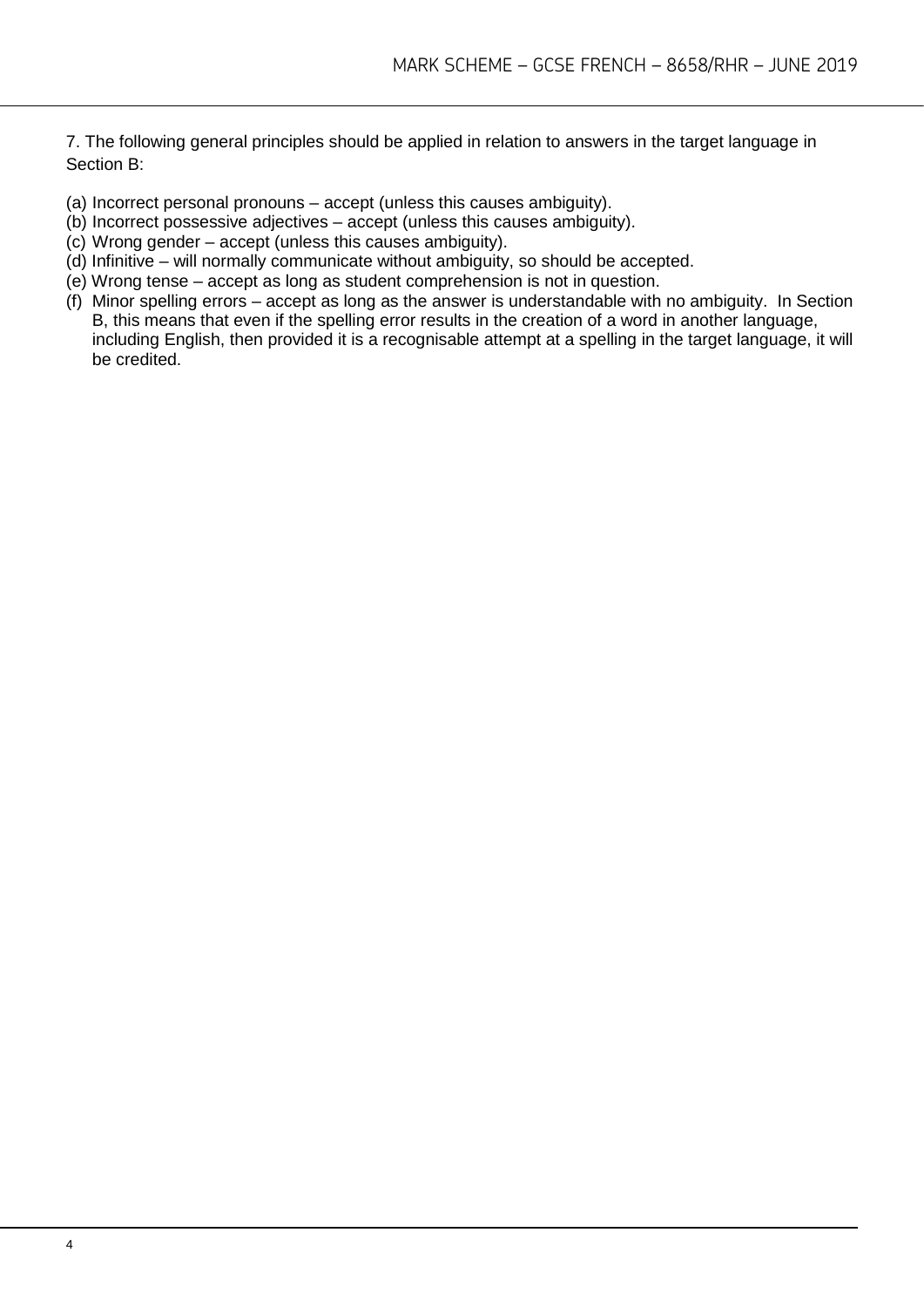7. The following general principles should be applied in relation to answers in the target language in Section B:

(a) Incorrect personal pronouns – accept (unless this causes ambiguity).
(b) Incorrect possessive adjectives – accept (unless this causes ambiguity).
(c) Wrong gender – accept (unless this causes ambiguity).
(d) Infinitive – will normally communicate without ambiguity, so should be accepted.
(e) Wrong tense – accept as long as student comprehension is not in question.
(f) Minor spelling errors – accept as long as the answer is understandable with no ambiguity. In Section B, this means that even if the spelling error results in the creation of a word in another language, including English, then provided it is a recognisable attempt at a spelling in the target language, it will be credited.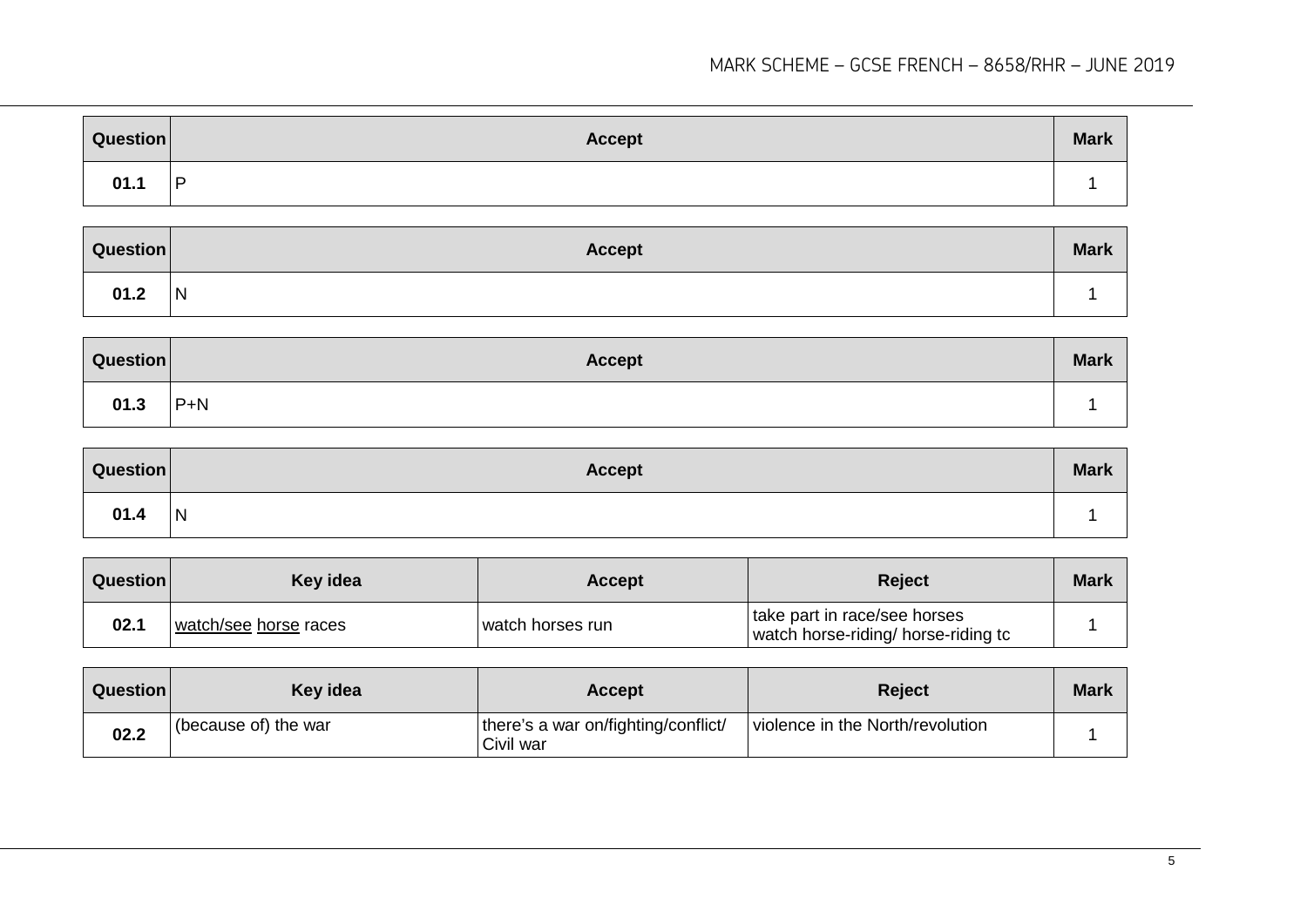| Question | Accept | Mark |
|---|---|---|
| 01.1 | P | 1 |

| Question | Accept | Mark |
|---|---|---|
| 01.2 | N | 1 |

| Question | Accept | Mark |
|---|---|---|
| 01.3 | P+N | 1 |

| Question | Accept | Mark |
|---|---|---|
| 01.4 | N | 1 |

| Question | Key idea | Accept | Reject | Mark |
|---|---|---|---|---|
| 02.1 | watch/see horse races | watch horses run | take part in race/see horses watch horse-riding/ horse-riding tc | 1 |

| Question | Key idea | Accept | Reject | Mark |
|---|---|---|---|---|
| 02.2 | (because of) the war | there's a war on/fighting/conflict/ Civil war | violence in the North/revolution | 1 |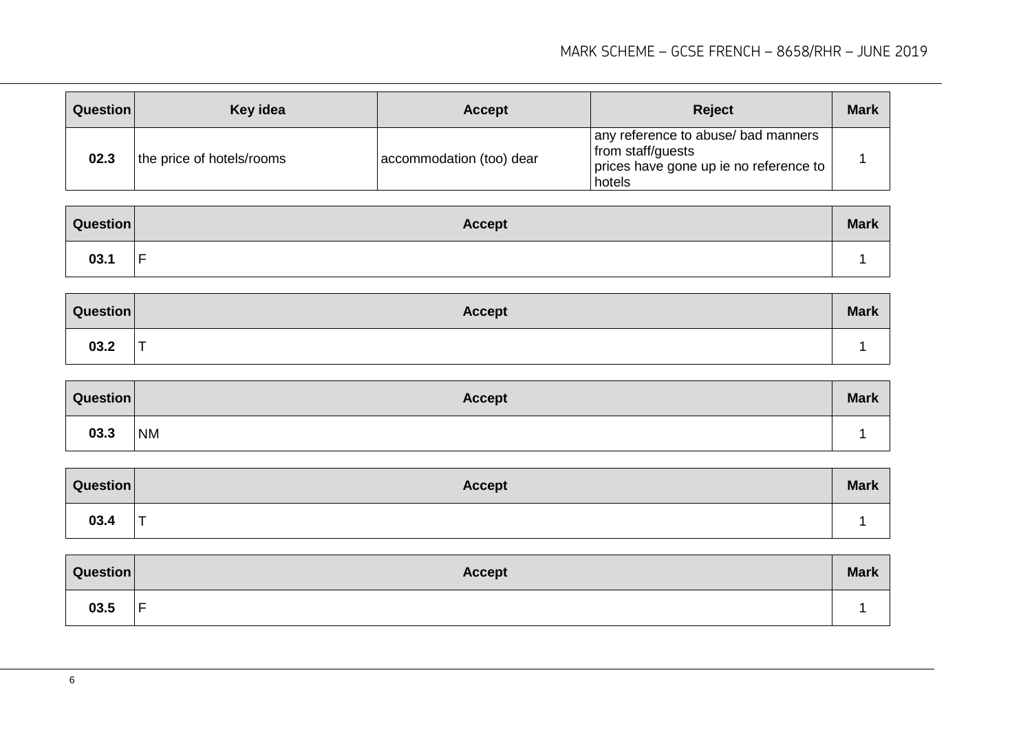| Question | Key idea | Accept | Reject | Mark |
|---|---|---|---|---|
| 02.3 | the price of hotels/rooms | accommodation (too) dear | any reference to abuse/ bad manners from staff/guests<br>prices have gone up ie no reference to hotels | 1 |

| Question | Accept | Mark |
|---|---|---|
| 03.1 | F | 1 |

| Question | Accept | Mark |
|---|---|---|
| 03.2 | T | 1 |

| Question | Accept | Mark |
|---|---|---|
| 03.3 | NM | 1 |

| Question | Accept | Mark |
|---|---|---|
| 03.4 | T | 1 |

| Question | Accept | Mark |
|---|---|---|
| 03.5 | F | 1 |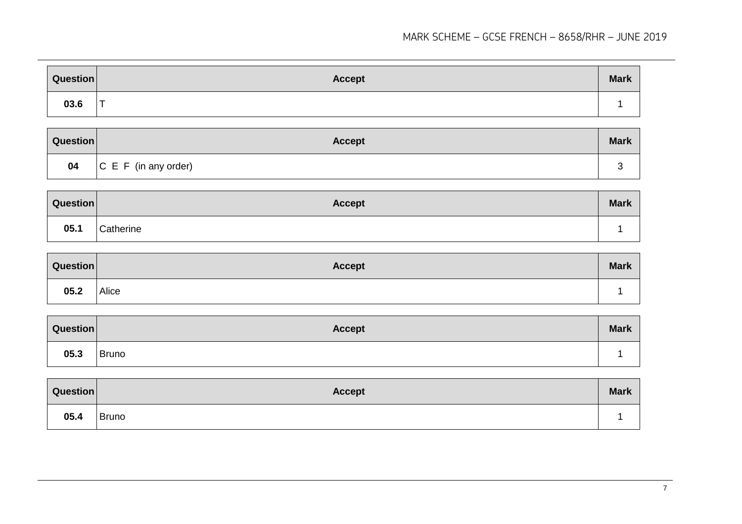| Question | Accept | Mark |
|---|---|---|
| 03.6 | T | 1 |

| Question | Accept | Mark |
|---|---|---|
| 04 | C E F (in any order) | 3 |

| Question | Accept | Mark |
|---|---|---|
| 05.1 | Catherine | 1 |

| Question | Accept | Mark |
|---|---|---|
| 05.2 | Alice | 1 |

| Question | Accept | Mark |
|---|---|---|
| 05.3 | Bruno | 1 |

| Question | Accept | Mark |
|---|---|---|
| 05.4 | Bruno | 1 |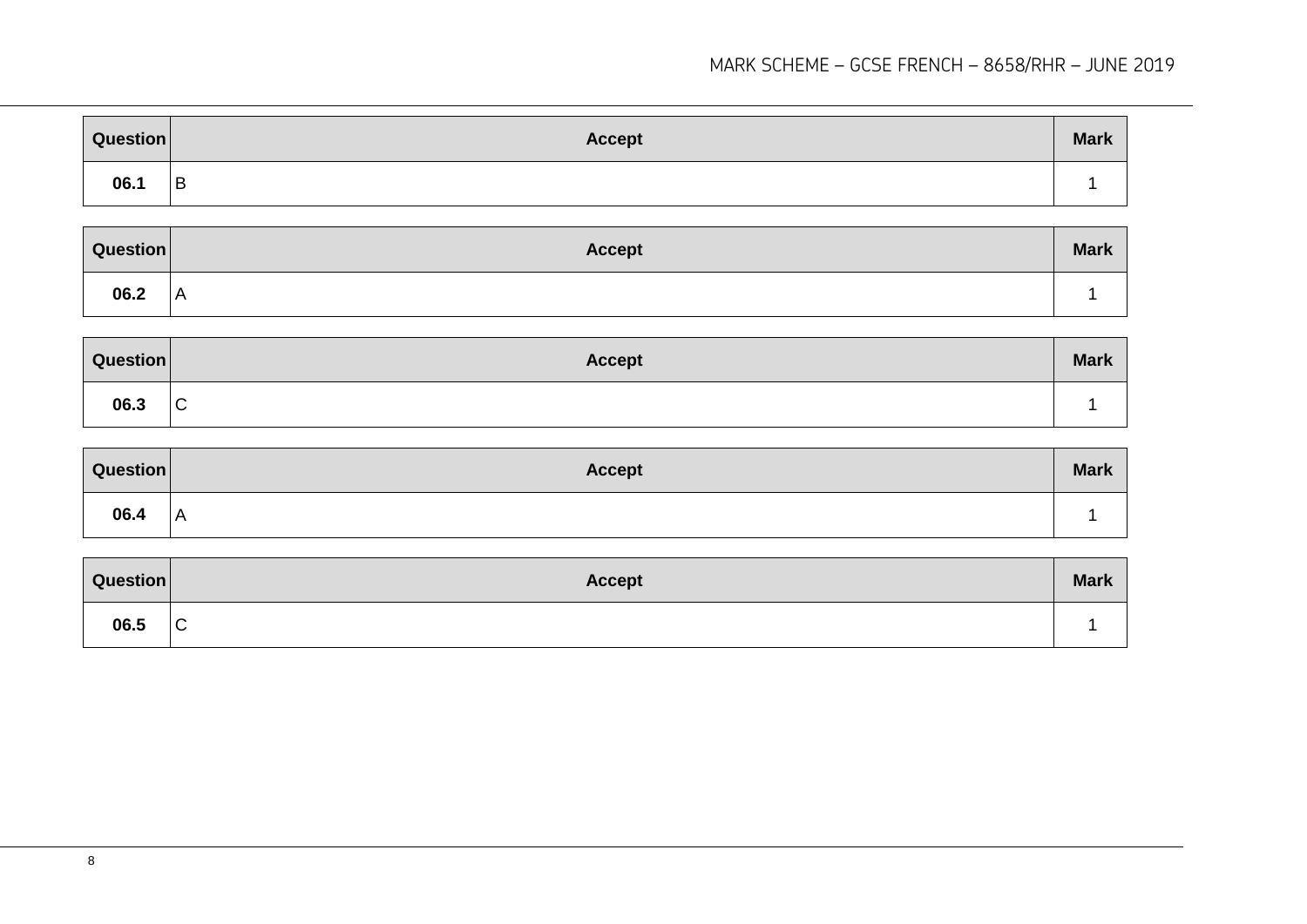| Question | Accept | Mark |
|---|---|---|
| 06.1 | B | 1 |

| Question | Accept | Mark |
|---|---|---|
| 06.2 | A | 1 |

| Question | Accept | Mark |
|---|---|---|
| 06.3 | C | 1 |

| Question | Accept | Mark |
|---|---|---|
| 06.4 | A | 1 |

| Question | Accept | Mark |
|---|---|---|
| 06.5 | C | 1 |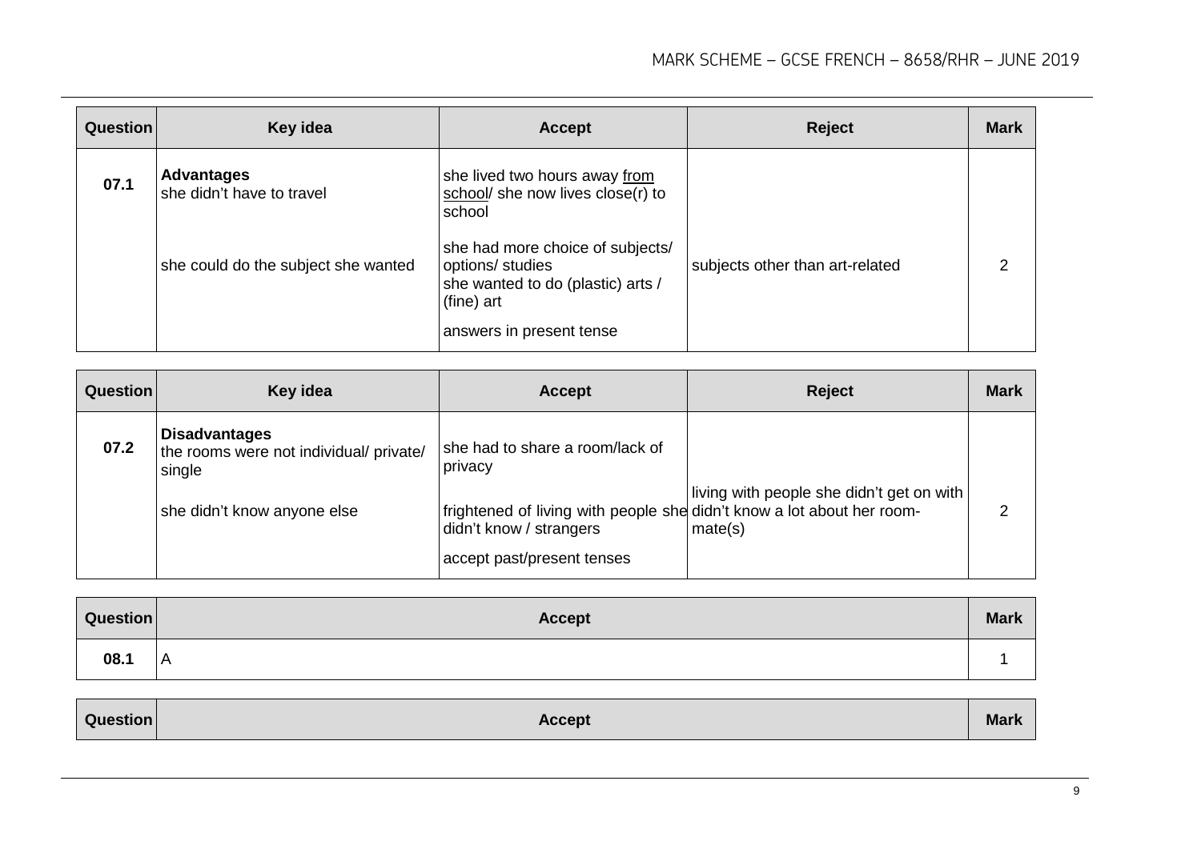| Question | Key idea | Accept | Reject | Mark |
|---|---|---|---|---|
| 07.1 | **Advantages**<br>she didn't have to travel<br><br>she could do the subject she wanted | she lived two hours away from school/ she now lives close(r) to school<br><br>she had more choice of subjects/ options/ studies<br>she wanted to do (plastic) arts / (fine) art<br><br>answers in present tense | subjects other than art-related | 2 |

| Question | Key idea | Accept | Reject | Mark |
|---|---|---|---|---|
| 07.2 | **Disadvantages**<br>the rooms were not individual/ private/ single<br><br>she didn't know anyone else | she had to share a room/lack of privacy<br><br>frightened of living with people she didn't know / strangers<br><br>accept past/present tenses | living with people she didn't get on with<br>didn't know a lot about her room-mate(s) | 2 |

| Question | Accept | Mark |
|---|---|---|
| 08.1 | A | 1 |

| Question | Accept | Mark |
|---|---|---|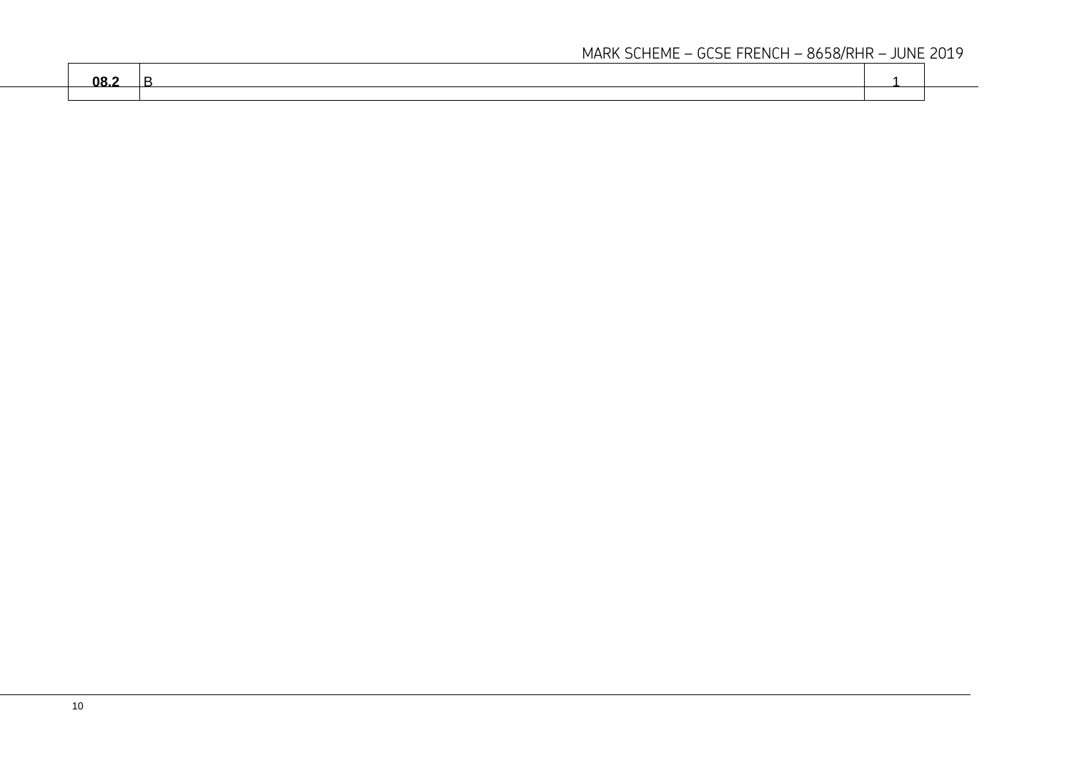| | | |
|---|---|---|
| **08.2** | B | 1 |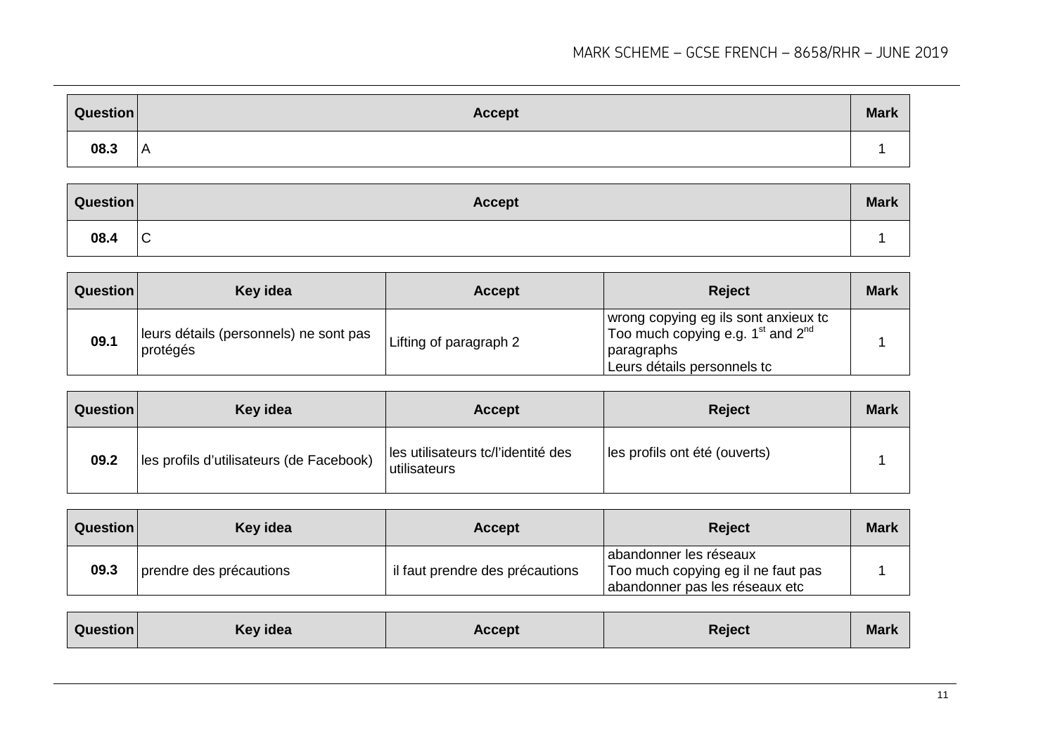| Question | Accept | Mark |
|---|---|---|
| 08.3 | A | 1 |

| Question | Accept | Mark |
|---|---|---|
| 08.4 | C | 1 |

| Question | Key idea | Accept | Reject | Mark |
|---|---|---|---|---|
| 09.1 | leurs détails (personnels) ne sont pas protégés | Lifting of paragraph 2 | wrong copying eg ils sont anxieux tc<br>Too much copying e.g. 1st and 2nd paragraphs<br>Leurs détails personnels tc | 1 |

| Question | Key idea | Accept | Reject | Mark |
|---|---|---|---|---|
| 09.2 | les profils d'utilisateurs (de Facebook) | les utilisateurs tc/l'identité des utilisateurs | les profils ont été (ouverts) | 1 |

| Question | Key idea | Accept | Reject | Mark |
|---|---|---|---|---|
| 09.3 | prendre des précautions | il faut prendre des précautions | abandonner les réseaux<br>Too much copying eg il ne faut pas abandonner pas les réseaux etc | 1 |

| Question | Key idea | Accept | Reject | Mark |
|---|---|---|---|---|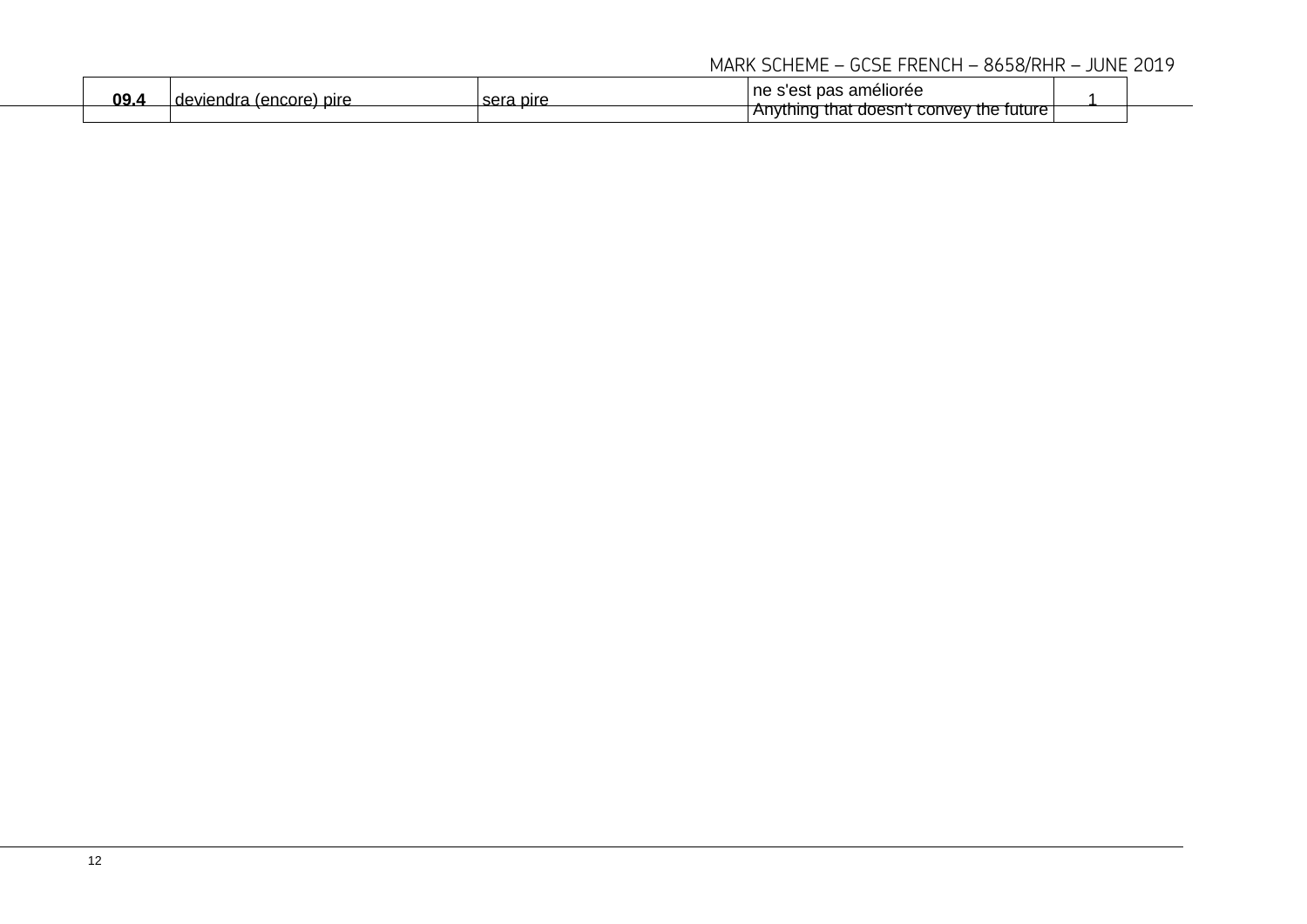| 09.4 | deviendra (encore) pire | sera pire | ne s'est pas améliorée<br>Anything that doesn't convey the future | 1 |
|---|---|---|---|---|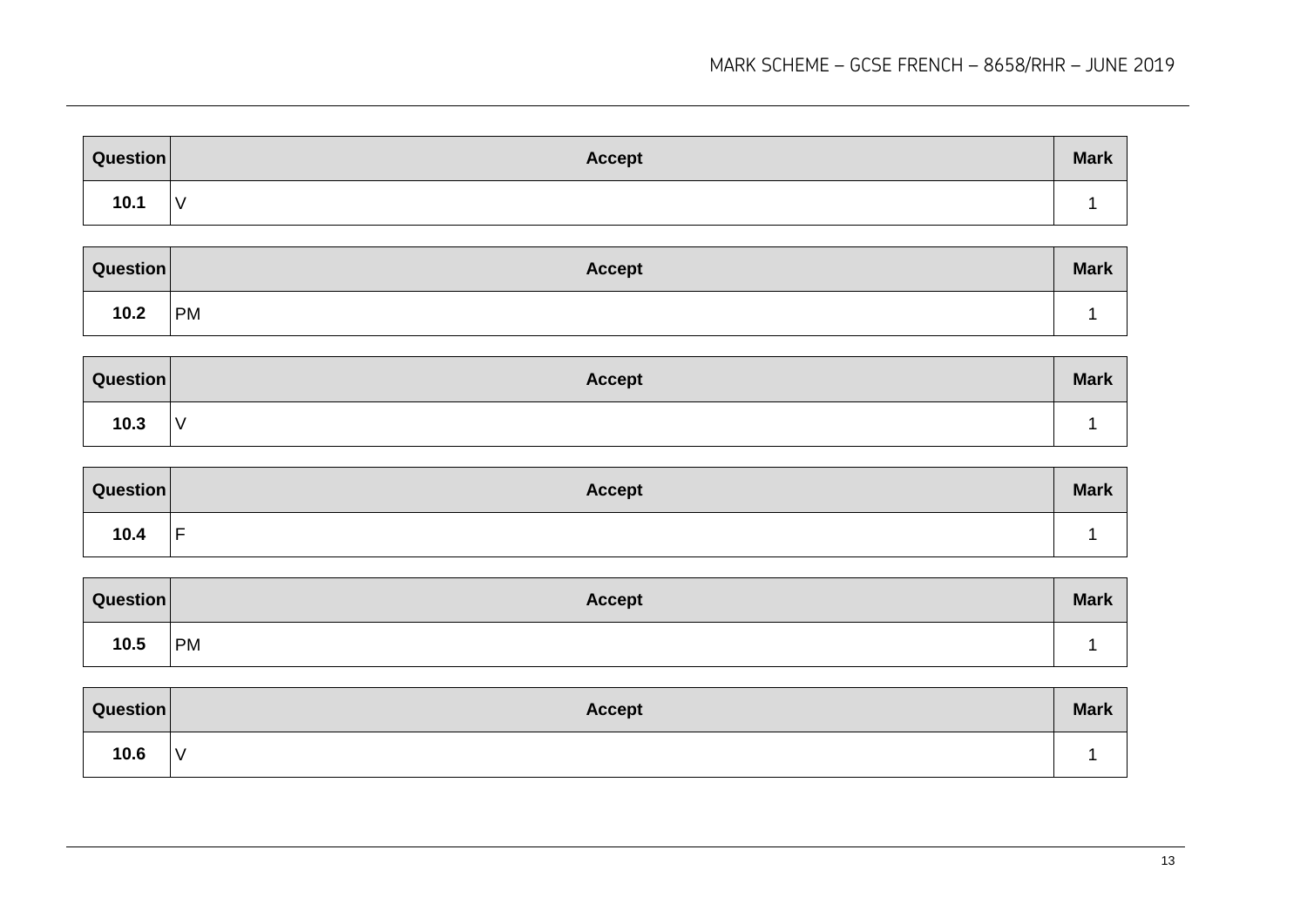| Question | Accept | Mark |
|---|---|---|
| **10.1** | V | 1 |

| Question | Accept | Mark |
|---|---|---|
| **10.2** | PM | 1 |

| Question | Accept | Mark |
|---|---|---|
| **10.3** | V | 1 |

| Question | Accept | Mark |
|---|---|---|
| **10.4** | F | 1 |

| Question | Accept | Mark |
|---|---|---|
| **10.5** | PM | 1 |

| Question | Accept | Mark |
|---|---|---|
| **10.6** | V | 1 |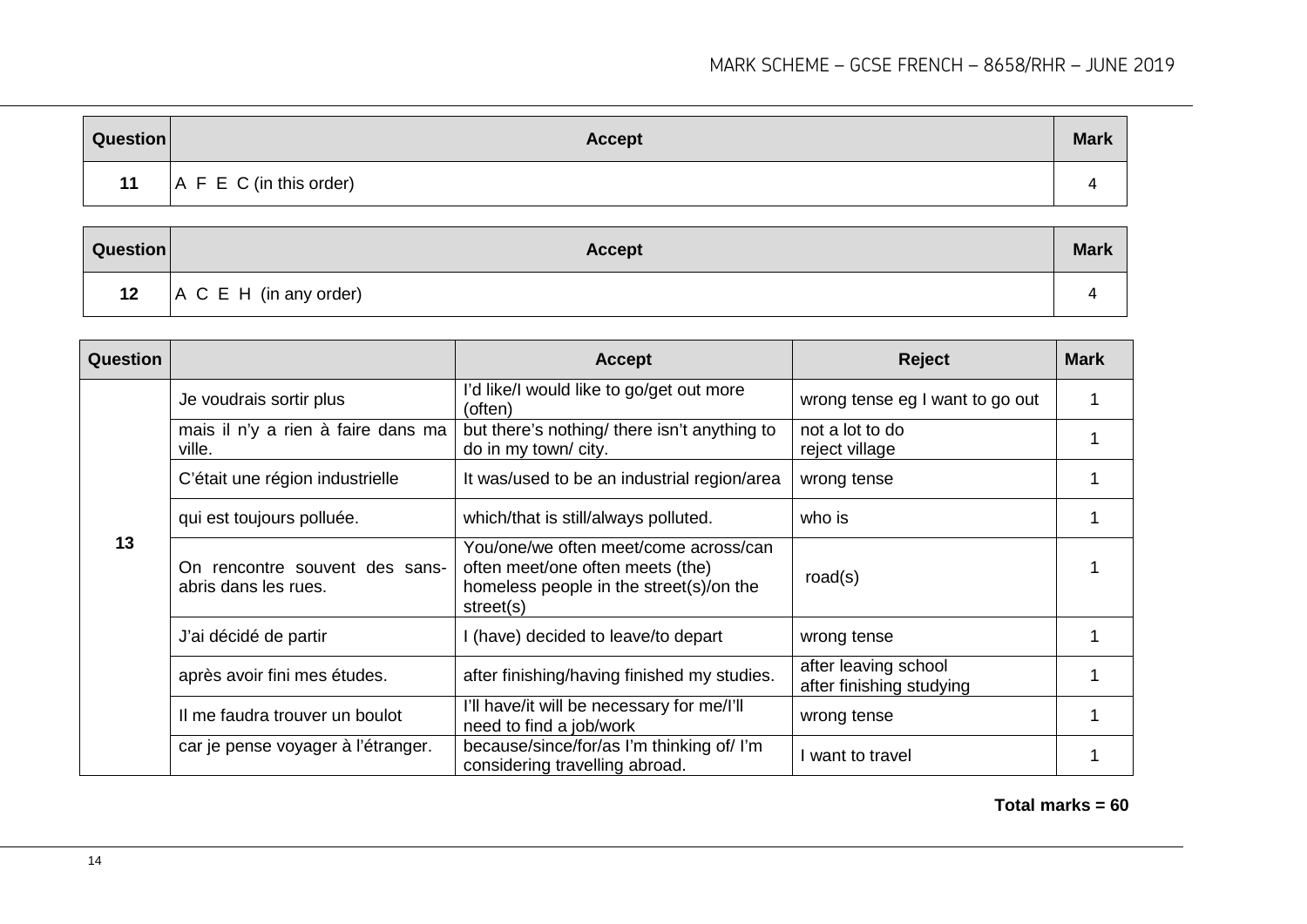| Question | Accept | Mark |
|---|---|---|
| **11** | A F E C (in this order) | 4 |

| Question | Accept | Mark |
|---|---|---|
| **12** | A C E H (in any order) | 4 |

| Question | | Accept | Reject | Mark |
|---|---|---|---|---|
| **13** | Je voudrais sortir plus | I'd like/I would like to go/get out more (often) | wrong tense eg I want to go out | 1 |
| | mais il n'y a rien à faire dans ma ville. | but there's nothing/ there isn't anything to do in my town/ city. | not a lot to do<br>reject village | 1 |
| | C'était une région industrielle | It was/used to be an industrial region/area | wrong tense | 1 |
| | qui est toujours polluée. | which/that is still/always polluted. | who is | 1 |
| | On rencontre souvent des sans-abris dans les rues. | You/one/we often meet/come across/can often meet/one often meets (the) homeless people in the street(s)/on the street(s) | road(s) | 1 |
| | J'ai décidé de partir | I (have) decided to leave/to depart | wrong tense | 1 |
| | après avoir fini mes études. | after finishing/having finished my studies. | after leaving school<br>after finishing studying | 1 |
| | Il me faudra trouver un boulot | I'll have/it will be necessary for me/I'll need to find a job/work | wrong tense | 1 |
| | car je pense voyager à l'étranger. | because/since/for/as I'm thinking of/ I'm considering travelling abroad. | I want to travel | 1 |

**Total marks = 60**